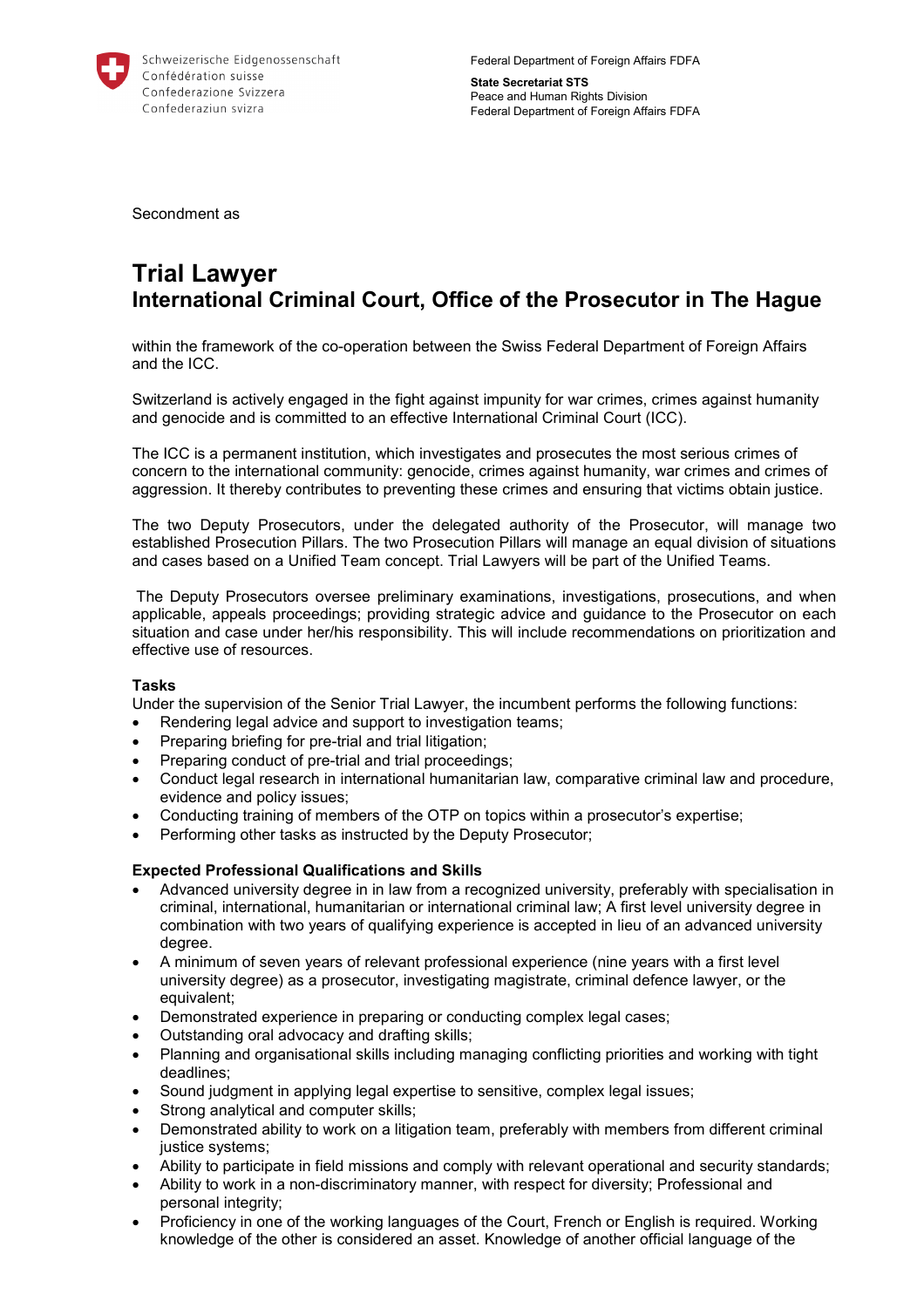Schweizerische Eidgenossenschaft
Confédération suisse
Confederazione Svizzera
Confederaziun svizra

Federal Department of Foreign Affairs FDFA

**State Secretariat STS**
Peace and Human Rights Division
Federal Department of Foreign Affairs FDFA

Secondment as

# Trial Lawyer
## International Criminal Court, Office of the Prosecutor in The Hague

within the framework of the co-operation between the Swiss Federal Department of Foreign Affairs and the ICC.

Switzerland is actively engaged in the fight against impunity for war crimes, crimes against humanity and genocide and is committed to an effective International Criminal Court (ICC).

The ICC is a permanent institution, which investigates and prosecutes the most serious crimes of concern to the international community: genocide, crimes against humanity, war crimes and crimes of aggression. It thereby contributes to preventing these crimes and ensuring that victims obtain justice.

The two Deputy Prosecutors, under the delegated authority of the Prosecutor, will manage two established Prosecution Pillars. The two Prosecution Pillars will manage an equal division of situations and cases based on a Unified Team concept. Trial Lawyers will be part of the Unified Teams.

The Deputy Prosecutors oversee preliminary examinations, investigations, prosecutions, and when applicable, appeals proceedings; providing strategic advice and guidance to the Prosecutor on each situation and case under her/his responsibility. This will include recommendations on prioritization and effective use of resources.

**Tasks**
Under the supervision of the Senior Trial Lawyer, the incumbent performs the following functions:

- Rendering legal advice and support to investigation teams;
- Preparing briefing for pre-trial and trial litigation;
- Preparing conduct of pre-trial and trial proceedings;
- Conduct legal research in international humanitarian law, comparative criminal law and procedure, evidence and policy issues;
- Conducting training of members of the OTP on topics within a prosecutor's expertise;
- Performing other tasks as instructed by the Deputy Prosecutor;

**Expected Professional Qualifications and Skills**

- Advanced university degree in in law from a recognized university, preferably with specialisation in criminal, international, humanitarian or international criminal law; A first level university degree in combination with two years of qualifying experience is accepted in lieu of an advanced university degree.
- A minimum of seven years of relevant professional experience (nine years with a first level university degree) as a prosecutor, investigating magistrate, criminal defence lawyer, or the equivalent;
- Demonstrated experience in preparing or conducting complex legal cases;
- Outstanding oral advocacy and drafting skills;
- Planning and organisational skills including managing conflicting priorities and working with tight deadlines;
- Sound judgment in applying legal expertise to sensitive, complex legal issues;
- Strong analytical and computer skills;
- Demonstrated ability to work on a litigation team, preferably with members from different criminal justice systems;
- Ability to participate in field missions and comply with relevant operational and security standards;
- Ability to work in a non-discriminatory manner, with respect for diversity; Professional and personal integrity;
- Proficiency in one of the working languages of the Court, French or English is required. Working knowledge of the other is considered an asset. Knowledge of another official language of the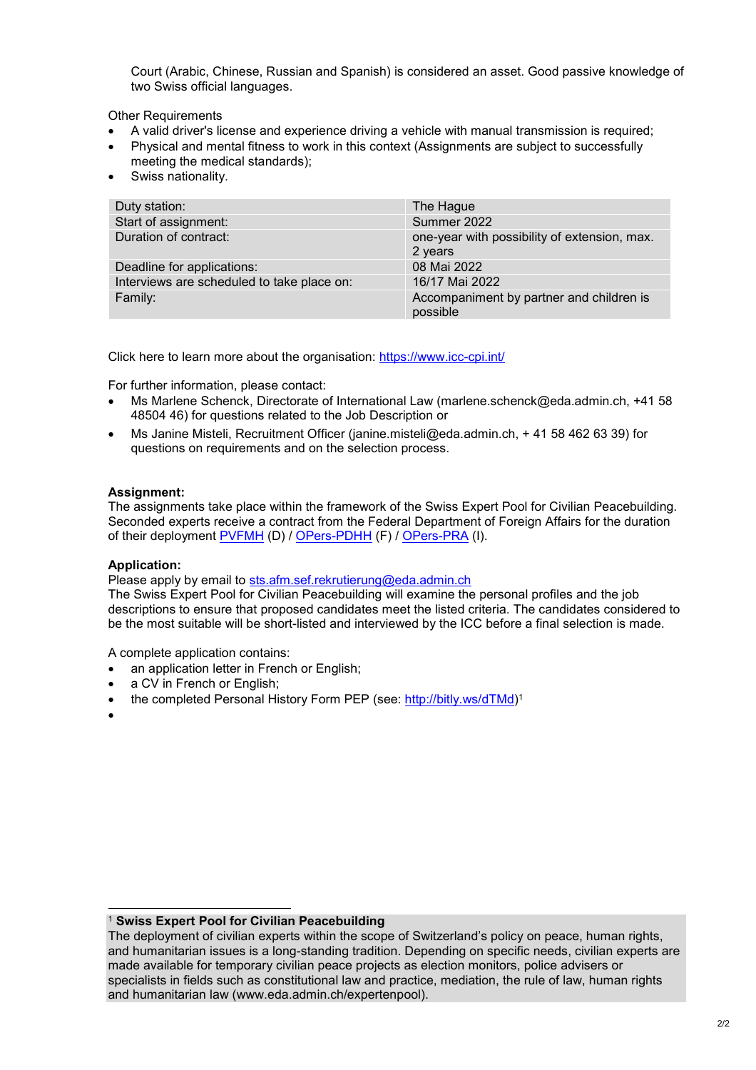Court (Arabic, Chinese, Russian and Spanish) is considered an asset. Good passive knowledge of two Swiss official languages.

Other Requirements

- A valid driver's license and experience driving a vehicle with manual transmission is required;
- Physical and mental fitness to work in this context (Assignments are subject to successfully meeting the medical standards);
- Swiss nationality.

| | |
|---|---|
| Duty station: | The Hague |
| Start of assignment: | Summer 2022 |
| Duration of contract: | one-year with possibility of extension, max. 2 years |
| Deadline for applications: | 08 Mai 2022 |
| Interviews are scheduled to take place on: | 16/17 Mai 2022 |
| Family: | Accompaniment by partner and children is possible |

Click here to learn more about the organisation: https://www.icc-cpi.int/

For further information, please contact:

- Ms Marlene Schenck, Directorate of International Law (marlene.schenck@eda.admin.ch, +41 58 48504 46) for questions related to the Job Description or
- Ms Janine Misteli, Recruitment Officer (janine.misteli@eda.admin.ch, + 41 58 462 63 39) for questions on requirements and on the selection process.

**Assignment:**
The assignments take place within the framework of the Swiss Expert Pool for Civilian Peacebuilding. Seconded experts receive a contract from the Federal Department of Foreign Affairs for the duration of their deployment PVFMH (D) / OPers-PDHH (F) / OPers-PRA (I).

**Application:**
Please apply by email to sts.afm.sef.rekrutierung@eda.admin.ch
The Swiss Expert Pool for Civilian Peacebuilding will examine the personal profiles and the job descriptions to ensure that proposed candidates meet the listed criteria. The candidates considered to be the most suitable will be short-listed and interviewed by the ICC before a final selection is made.

A complete application contains:

- an application letter in French or English;
- a CV in French or English;
- the completed Personal History Form PEP (see: http://bitly.ws/dTMd)[1]
- 

[1] **Swiss Expert Pool for Civilian Peacebuilding**
The deployment of civilian experts within the scope of Switzerland's policy on peace, human rights, and humanitarian issues is a long-standing tradition. Depending on specific needs, civilian experts are made available for temporary civilian peace projects as election monitors, police advisers or specialists in fields such as constitutional law and practice, mediation, the rule of law, human rights and humanitarian law (www.eda.admin.ch/expertenpool).